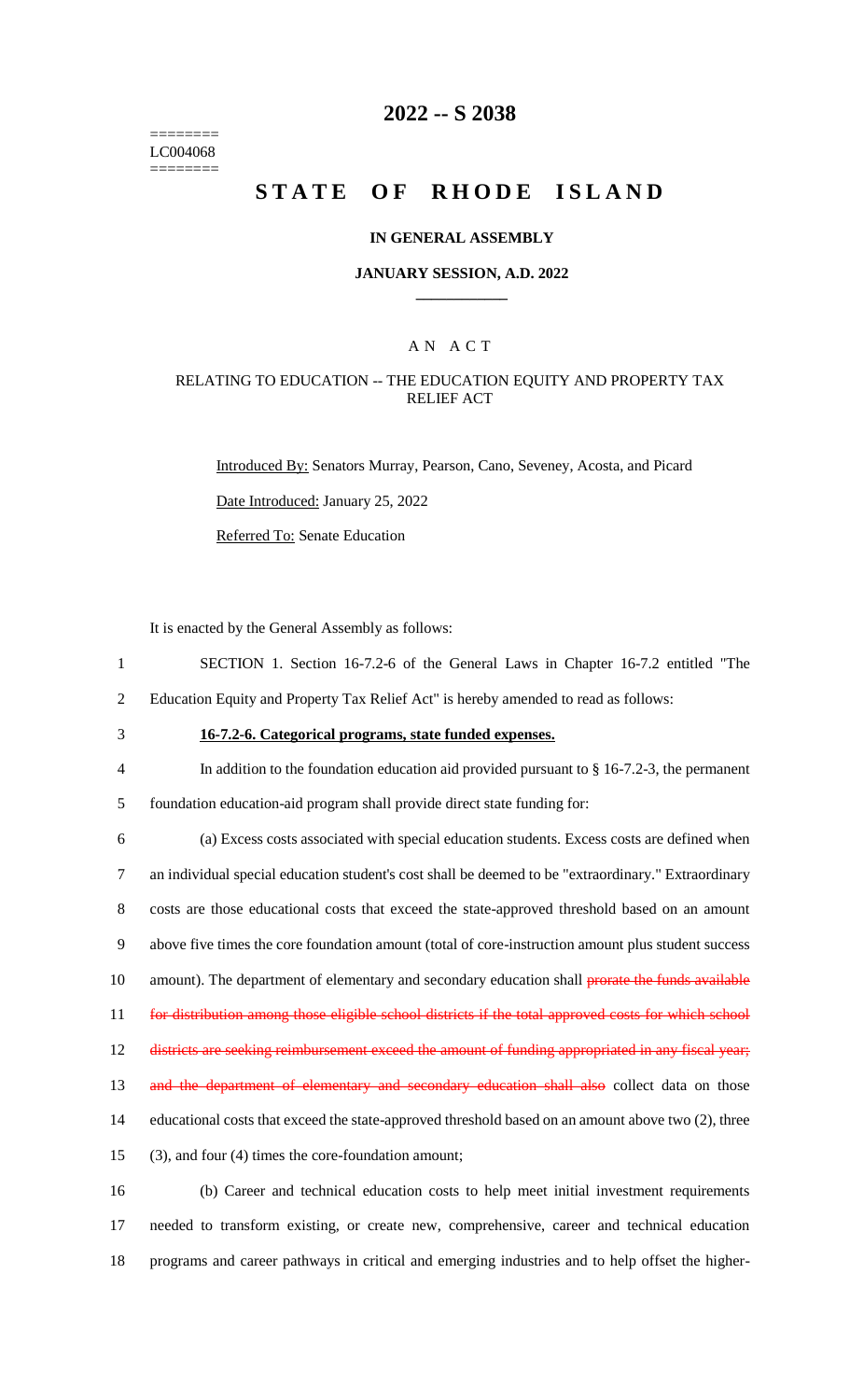========
LC004068
========

# 2022 -- S 2038

# STATE OF RHODE ISLAND

### IN GENERAL ASSEMBLY

### JANUARY SESSION, A.D. 2022

### A N A C T

### RELATING TO EDUCATION -- THE EDUCATION EQUITY AND PROPERTY TAX RELIEF ACT

Introduced By: Senators Murray, Pearson, Cano, Seveney, Acosta, and Picard

Date Introduced: January 25, 2022

Referred To: Senate Education

It is enacted by the General Assembly as follows:

1 SECTION 1. Section 16-7.2-6 of the General Laws in Chapter 16-7.2 entitled "The
2 Education Equity and Property Tax Relief Act" is hereby amended to read as follows:

3 **16-7.2-6. Categorical programs, state funded expenses.**

4 In addition to the foundation education aid provided pursuant to § 16-7.2-3, the permanent
5 foundation education-aid program shall provide direct state funding for:

6 (a) Excess costs associated with special education students. Excess costs are defined when
7 an individual special education student's cost shall be deemed to be "extraordinary." Extraordinary
8 costs are those educational costs that exceed the state-approved threshold based on an amount
9 above five times the core foundation amount (total of core-instruction amount plus student success
10 amount). The department of elementary and secondary education shall ~~prorate the funds available~~
11 ~~for distribution among those eligible school districts if the total approved costs for which school~~
12 ~~districts are seeking reimbursement exceed the amount of funding appropriated in any fiscal year;~~
13 ~~and the department of elementary and secondary education shall also~~ collect data on those
14 educational costs that exceed the state-approved threshold based on an amount above two (2), three
15 (3), and four (4) times the core-foundation amount;

16 (b) Career and technical education costs to help meet initial investment requirements
17 needed to transform existing, or create new, comprehensive, career and technical education
18 programs and career pathways in critical and emerging industries and to help offset the higher-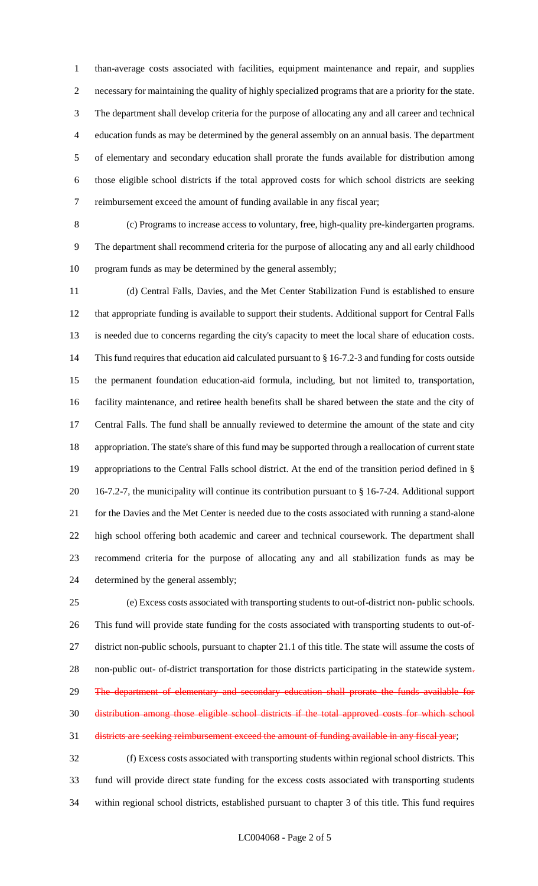than-average costs associated with facilities, equipment maintenance and repair, and supplies necessary for maintaining the quality of highly specialized programs that are a priority for the state. The department shall develop criteria for the purpose of allocating any and all career and technical education funds as may be determined by the general assembly on an annual basis. The department of elementary and secondary education shall prorate the funds available for distribution among those eligible school districts if the total approved costs for which school districts are seeking reimbursement exceed the amount of funding available in any fiscal year;

(c) Programs to increase access to voluntary, free, high-quality pre-kindergarten programs. The department shall recommend criteria for the purpose of allocating any and all early childhood program funds as may be determined by the general assembly;

(d) Central Falls, Davies, and the Met Center Stabilization Fund is established to ensure that appropriate funding is available to support their students. Additional support for Central Falls is needed due to concerns regarding the city's capacity to meet the local share of education costs. This fund requires that education aid calculated pursuant to § 16-7.2-3 and funding for costs outside the permanent foundation education-aid formula, including, but not limited to, transportation, facility maintenance, and retiree health benefits shall be shared between the state and the city of Central Falls. The fund shall be annually reviewed to determine the amount of the state and city appropriation. The state's share of this fund may be supported through a reallocation of current state appropriations to the Central Falls school district. At the end of the transition period defined in § 16-7.2-7, the municipality will continue its contribution pursuant to § 16-7-24. Additional support for the Davies and the Met Center is needed due to the costs associated with running a stand-alone high school offering both academic and career and technical coursework. The department shall recommend criteria for the purpose of allocating any and all stabilization funds as may be determined by the general assembly;

(e) Excess costs associated with transporting students to out-of-district non- public schools. This fund will provide state funding for the costs associated with transporting students to out-of-district non-public schools, pursuant to chapter 21.1 of this title. The state will assume the costs of non-public out- of-district transportation for those districts participating in the statewide system~~. The department of elementary and secondary education shall prorate the funds available for distribution among those eligible school districts if the total approved costs for which school districts are seeking reimbursement exceed the amount of funding available in any fiscal year~~;

(f) Excess costs associated with transporting students within regional school districts. This fund will provide direct state funding for the excess costs associated with transporting students within regional school districts, established pursuant to chapter 3 of this title. This fund requires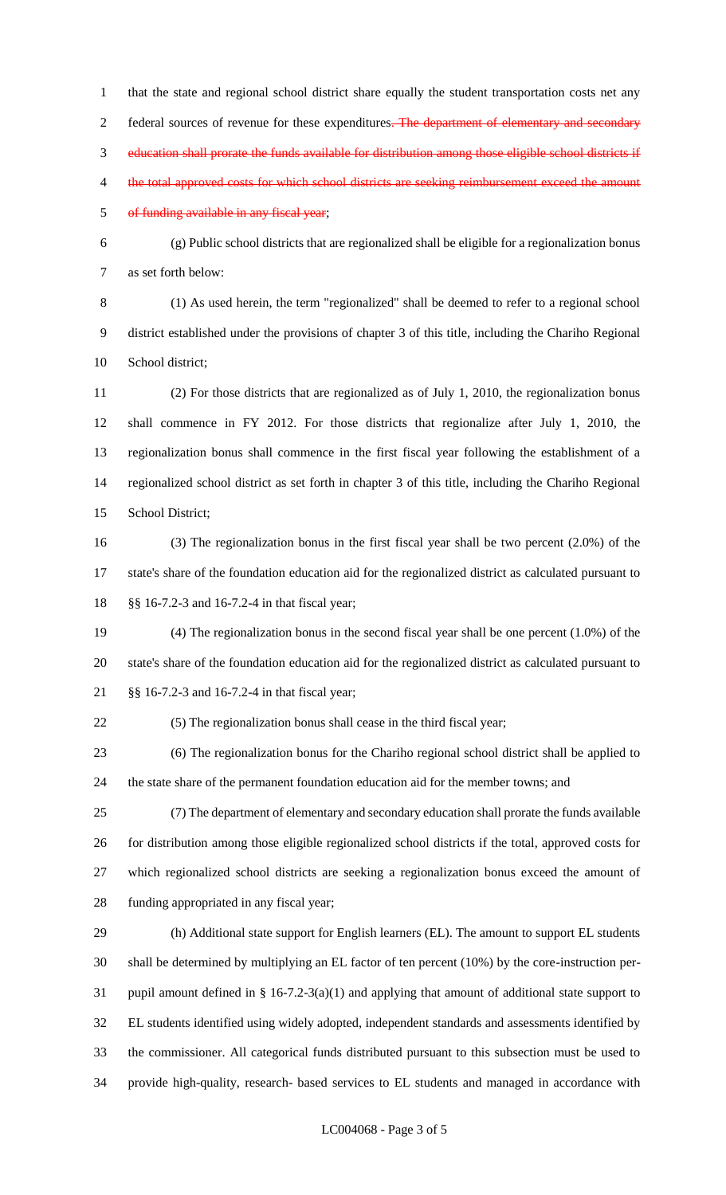that the state and regional school district share equally the student transportation costs net any federal sources of revenue for these expenditures~~. The department of elementary and secondary education shall prorate the funds available for distribution among those eligible school districts if the total approved costs for which school districts are seeking reimbursement exceed the amount of funding available in any fiscal year~~;

(g) Public school districts that are regionalized shall be eligible for a regionalization bonus as set forth below:

(1) As used herein, the term "regionalized" shall be deemed to refer to a regional school district established under the provisions of chapter 3 of this title, including the Chariho Regional School district;

(2) For those districts that are regionalized as of July 1, 2010, the regionalization bonus shall commence in FY 2012. For those districts that regionalize after July 1, 2010, the regionalization bonus shall commence in the first fiscal year following the establishment of a regionalized school district as set forth in chapter 3 of this title, including the Chariho Regional School District;

(3) The regionalization bonus in the first fiscal year shall be two percent (2.0%) of the state's share of the foundation education aid for the regionalized district as calculated pursuant to §§ 16-7.2-3 and 16-7.2-4 in that fiscal year;

(4) The regionalization bonus in the second fiscal year shall be one percent (1.0%) of the state's share of the foundation education aid for the regionalized district as calculated pursuant to §§ 16-7.2-3 and 16-7.2-4 in that fiscal year;

(5) The regionalization bonus shall cease in the third fiscal year;

(6) The regionalization bonus for the Chariho regional school district shall be applied to the state share of the permanent foundation education aid for the member towns; and

(7) The department of elementary and secondary education shall prorate the funds available for distribution among those eligible regionalized school districts if the total, approved costs for which regionalized school districts are seeking a regionalization bonus exceed the amount of funding appropriated in any fiscal year;

(h) Additional state support for English learners (EL). The amount to support EL students shall be determined by multiplying an EL factor of ten percent (10%) by the core-instruction per-pupil amount defined in § 16-7.2-3(a)(1) and applying that amount of additional state support to EL students identified using widely adopted, independent standards and assessments identified by the commissioner. All categorical funds distributed pursuant to this subsection must be used to provide high-quality, research- based services to EL students and managed in accordance with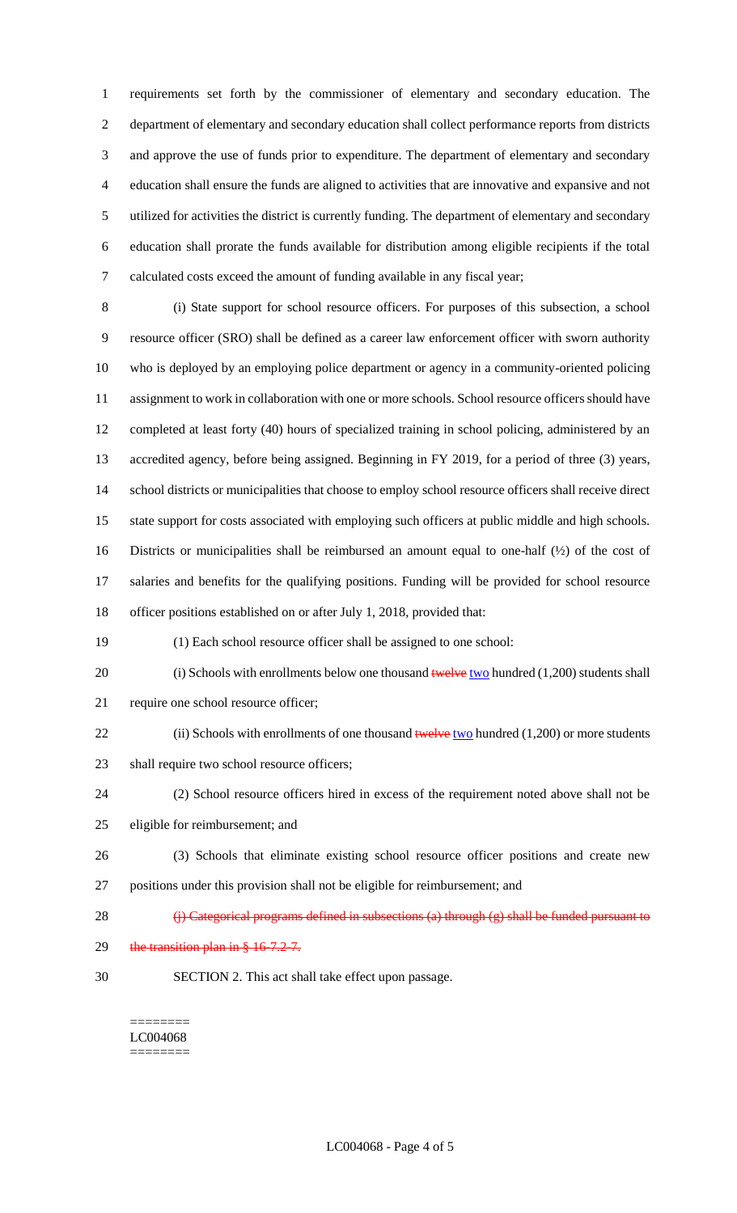requirements set forth by the commissioner of elementary and secondary education. The department of elementary and secondary education shall collect performance reports from districts and approve the use of funds prior to expenditure. The department of elementary and secondary education shall ensure the funds are aligned to activities that are innovative and expansive and not utilized for activities the district is currently funding. The department of elementary and secondary education shall prorate the funds available for distribution among eligible recipients if the total calculated costs exceed the amount of funding available in any fiscal year;

(i) State support for school resource officers. For purposes of this subsection, a school resource officer (SRO) shall be defined as a career law enforcement officer with sworn authority who is deployed by an employing police department or agency in a community-oriented policing assignment to work in collaboration with one or more schools. School resource officers should have completed at least forty (40) hours of specialized training in school policing, administered by an accredited agency, before being assigned. Beginning in FY 2019, for a period of three (3) years, school districts or municipalities that choose to employ school resource officers shall receive direct state support for costs associated with employing such officers at public middle and high schools. Districts or municipalities shall be reimbursed an amount equal to one-half (½) of the cost of salaries and benefits for the qualifying positions. Funding will be provided for school resource officer positions established on or after July 1, 2018, provided that:

(1) Each school resource officer shall be assigned to one school:

(i) Schools with enrollments below one thousand ~~twelve~~ two hundred (1,200) students shall require one school resource officer;

(ii) Schools with enrollments of one thousand ~~twelve~~ two hundred (1,200) or more students shall require two school resource officers;

(2) School resource officers hired in excess of the requirement noted above shall not be eligible for reimbursement; and

(3) Schools that eliminate existing school resource officer positions and create new positions under this provision shall not be eligible for reimbursement; and

~~(j) Categorical programs defined in subsections (a) through (g) shall be funded pursuant to the transition plan in § 16-7.2-7.~~

SECTION 2. This act shall take effect upon passage.

========
LC004068
========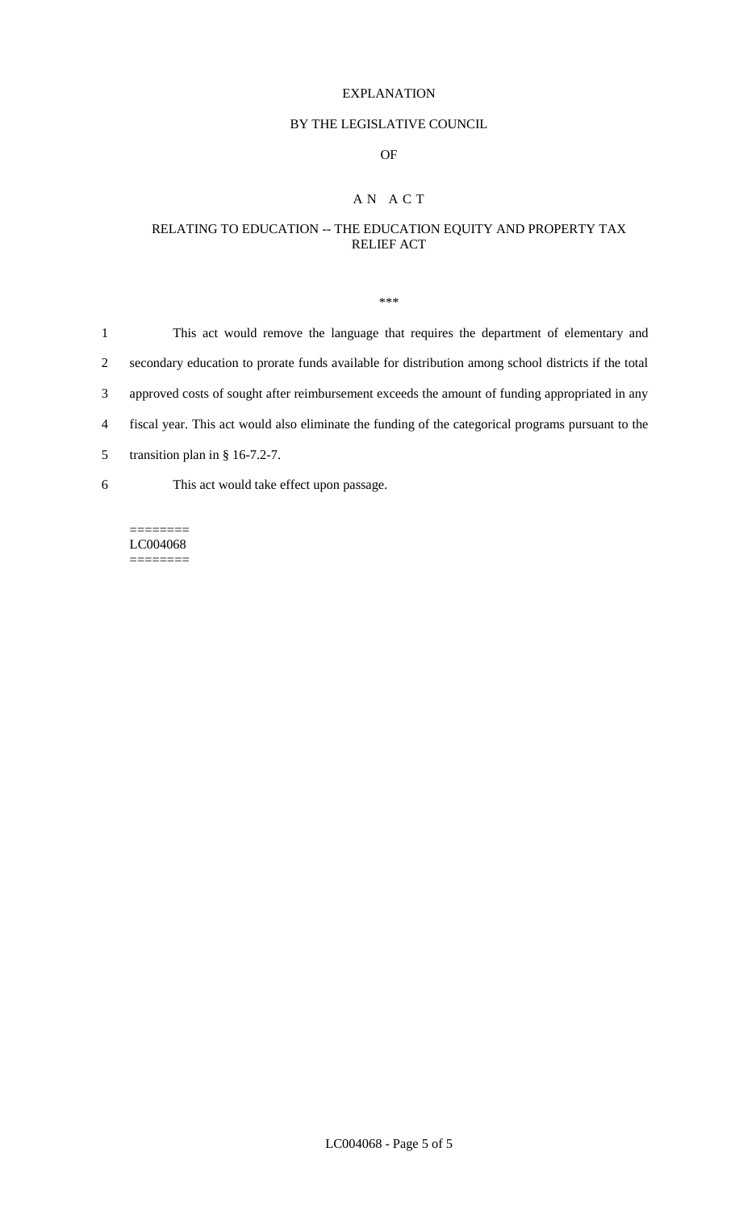EXPLANATION

BY THE LEGISLATIVE COUNCIL

OF

A N A C T

RELATING TO EDUCATION -- THE EDUCATION EQUITY AND PROPERTY TAX RELIEF ACT

\*\*\*

This act would remove the language that requires the department of elementary and secondary education to prorate funds available for distribution among school districts if the total approved costs of sought after reimbursement exceeds the amount of funding appropriated in any fiscal year. This act would also eliminate the funding of the categorical programs pursuant to the transition plan in § 16-7.2-7.

This act would take effect upon passage.

========
LC004068
========